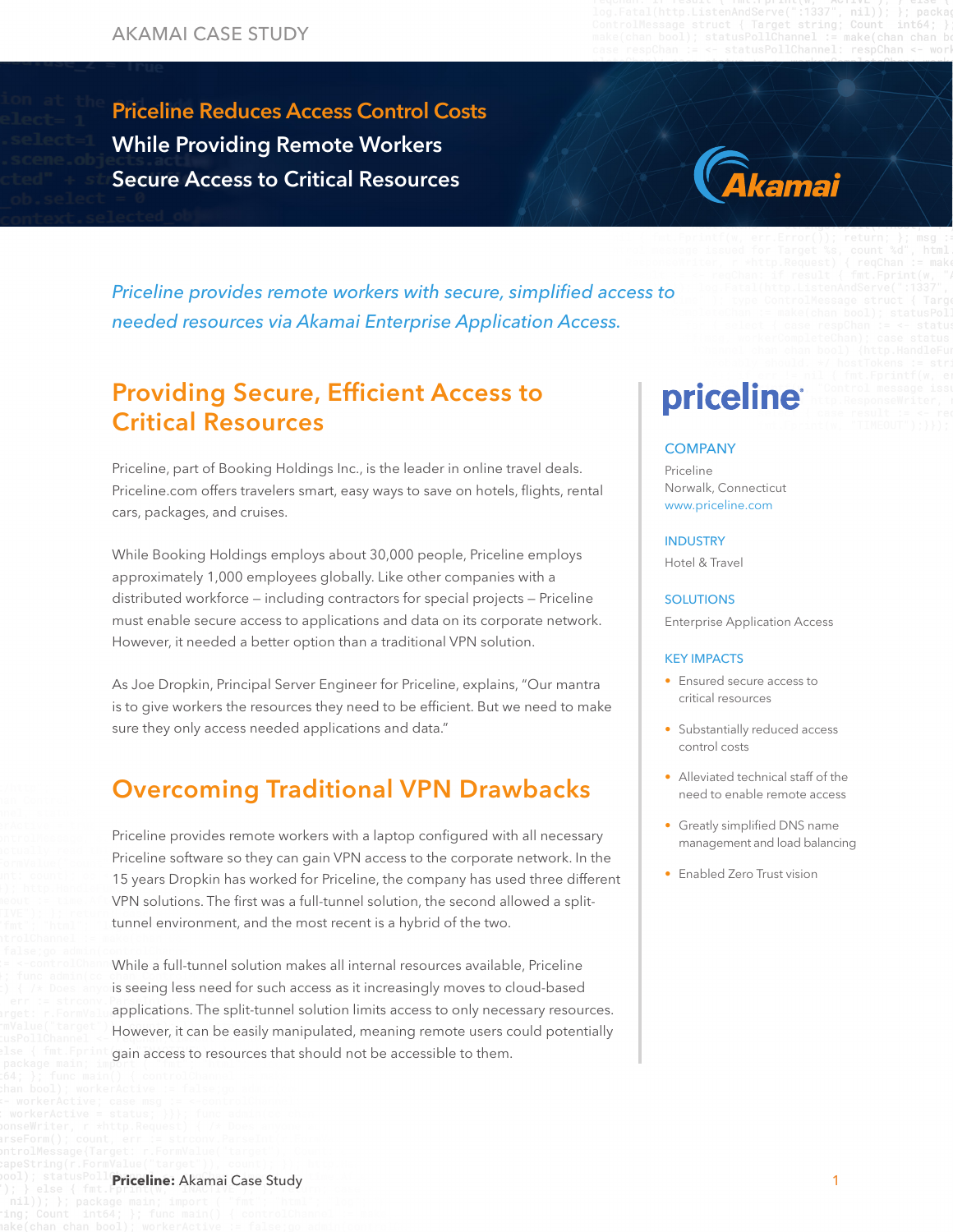AKAMAI CASE STUDY

# Priceline Reduces Access Control Costs While Providing Remote Workers Secure Access to Critical Resources

*Priceline provides remote workers with secure, simplified access to needed resources via Akamai Enterprise Application Access.*

## Providing Secure, Efficient Access to Critical Resources

Priceline, part of Booking Holdings Inc., is the leader in online travel deals. Priceline.com offers travelers smart, easy ways to save on hotels, flights, rental cars, packages, and cruises.

While Booking Holdings employs about 30,000 people, Priceline employs approximately 1,000 employees globally. Like other companies with a distributed workforce — including contractors for special projects — Priceline must enable secure access to applications and data on its corporate network. However, it needed a better option than a traditional VPN solution.

As Joe Dropkin, Principal Server Engineer for Priceline, explains, "Our mantra is to give workers the resources they need to be efficient. But we need to make sure they only access needed applications and data."

## Overcoming Traditional VPN Drawbacks

Priceline provides remote workers with a laptop configured with all necessary Priceline software so they can gain VPN access to the corporate network. In the 15 years Dropkin has worked for Priceline, the company has used three different VPN solutions. The first was a full-tunnel solution, the second allowed a split-tunnel environment, and the most recent is a hybrid of the two.

While a full-tunnel solution makes all internal resources available, Priceline is seeing less need for such access as it increasingly moves to cloud-based applications. The split-tunnel solution limits access to only necessary resources. However, it can be easily manipulated, meaning remote users could potentially gain access to resources that should not be accessible to them.

**priceline**

### COMPANY

Priceline
Norwalk, Connecticut
www.priceline.com

### INDUSTRY

Hotel & Travel

### SOLUTIONS

Enterprise Application Access

### KEY IMPACTS

- Ensured secure access to critical resources
- Substantially reduced access control costs
- Alleviated technical staff of the need to enable remote access
- Greatly simplified DNS name management and load balancing
- Enabled Zero Trust vision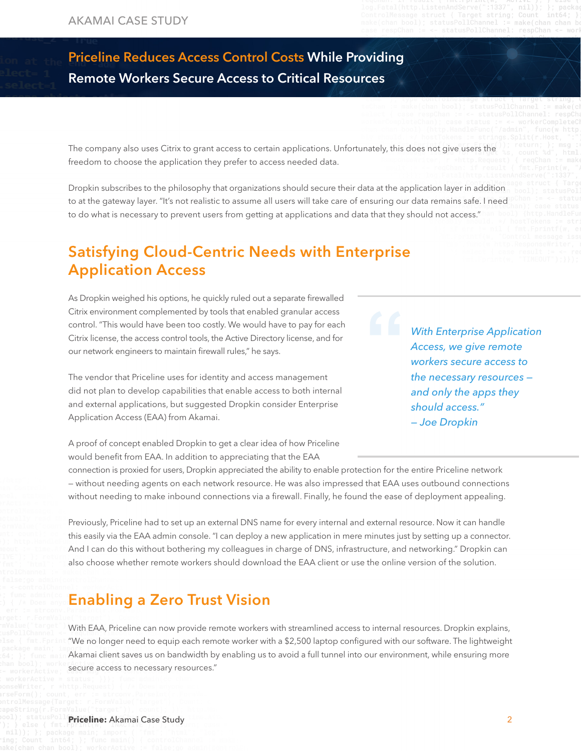The company also uses Citrix to grant access to certain applications. Unfortunately, this does not give users the freedom to choose the application they prefer to access needed data.

Dropkin subscribes to the philosophy that organizations should secure their data at the application layer in addition to at the gateway layer. "It's not realistic to assume all users will take care of ensuring our data remains safe. I need to do what is necessary to prevent users from getting at applications and data that they should not access."

## Satisfying Cloud-Centric Needs with Enterprise Application Access

As Dropkin weighed his options, he quickly ruled out a separate firewalled Citrix environment complemented by tools that enabled granular access control. "This would have been too costly. We would have to pay for each Citrix license, the access control tools, the Active Directory license, and for our network engineers to maintain firewall rules," he says.

> *With Enterprise Application Access, we give remote workers secure access to the necessary resources – and only the apps they should access."*
> *– Joe Dropkin*

The vendor that Priceline uses for identity and access management did not plan to develop capabilities that enable access to both internal and external applications, but suggested Dropkin consider Enterprise Application Access (EAA) from Akamai.

A proof of concept enabled Dropkin to get a clear idea of how Priceline would benefit from EAA. In addition to appreciating that the EAA connection is proxied for users, Dropkin appreciated the ability to enable protection for the entire Priceline network – without needing agents on each network resource. He was also impressed that EAA uses outbound connections without needing to make inbound connections via a firewall. Finally, he found the ease of deployment appealing.

Previously, Priceline had to set up an external DNS name for every internal and external resource. Now it can handle this easily via the EAA admin console. "I can deploy a new application in mere minutes just by setting up a connector. And I can do this without bothering my colleagues in charge of DNS, infrastructure, and networking." Dropkin can also choose whether remote workers should download the EAA client or use the online version of the solution.

## Enabling a Zero Trust Vision

With EAA, Priceline can now provide remote workers with streamlined access to internal resources. Dropkin explains, "We no longer need to equip each remote worker with a $2,500 laptop configured with our software. The lightweight Akamai client saves us on bandwidth by enabling us to avoid a full tunnel into our environment, while ensuring more secure access to necessary resources."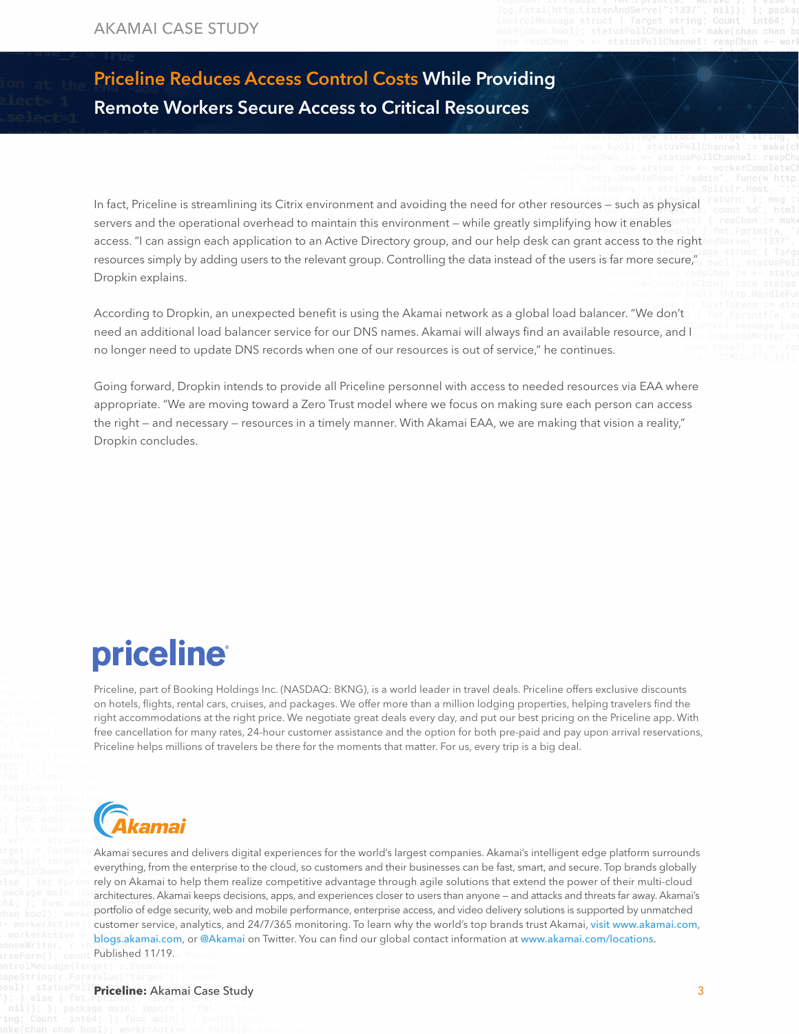# Priceline Reduces Access Control Costs While Providing Remote Workers Secure Access to Critical Resources

In fact, Priceline is streamlining its Citrix environment and avoiding the need for other resources – such as physical servers and the operational overhead to maintain this environment – while greatly simplifying how it enables access. "I can assign each application to an Active Directory group, and our help desk can grant access to the right resources simply by adding users to the relevant group. Controlling the data instead of the users is far more secure," Dropkin explains.

According to Dropkin, an unexpected benefit is using the Akamai network as a global load balancer. "We don't need an additional load balancer service for our DNS names. Akamai will always find an available resource, and I no longer need to update DNS records when one of our resources is out of service," he continues.

Going forward, Dropkin intends to provide all Priceline personnel with access to needed resources via EAA where appropriate. "We are moving toward a Zero Trust model where we focus on making sure each person can access the right – and necessary – resources in a timely manner. With Akamai EAA, we are making that vision a reality," Dropkin concludes.

**priceline**

Priceline, part of Booking Holdings Inc. (NASDAQ: BKNG), is a world leader in travel deals. Priceline offers exclusive discounts on hotels, flights, rental cars, cruises, and packages. We offer more than a million lodging properties, helping travelers find the right accommodations at the right price. We negotiate great deals every day, and put our best pricing on the Priceline app. With free cancellation for many rates, 24-hour customer assistance and the option for both pre-paid and pay upon arrival reservations, Priceline helps millions of travelers be there for the moments that matter. For us, every trip is a big deal.

**Akamai**

Akamai secures and delivers digital experiences for the world's largest companies. Akamai's intelligent edge platform surrounds everything, from the enterprise to the cloud, so customers and their businesses can be fast, smart, and secure. Top brands globally rely on Akamai to help them realize competitive advantage through agile solutions that extend the power of their multi-cloud architectures. Akamai keeps decisions, apps, and experiences closer to users than anyone – and attacks and threats far away. Akamai's portfolio of edge security, web and mobile performance, enterprise access, and video delivery solutions is supported by unmatched customer service, analytics, and 24/7/365 monitoring. To learn why the world's top brands trust Akamai, visit www.akamai.com, blogs.akamai.com, or @Akamai on Twitter. You can find our global contact information at www.akamai.com/locations. Published 11/19.